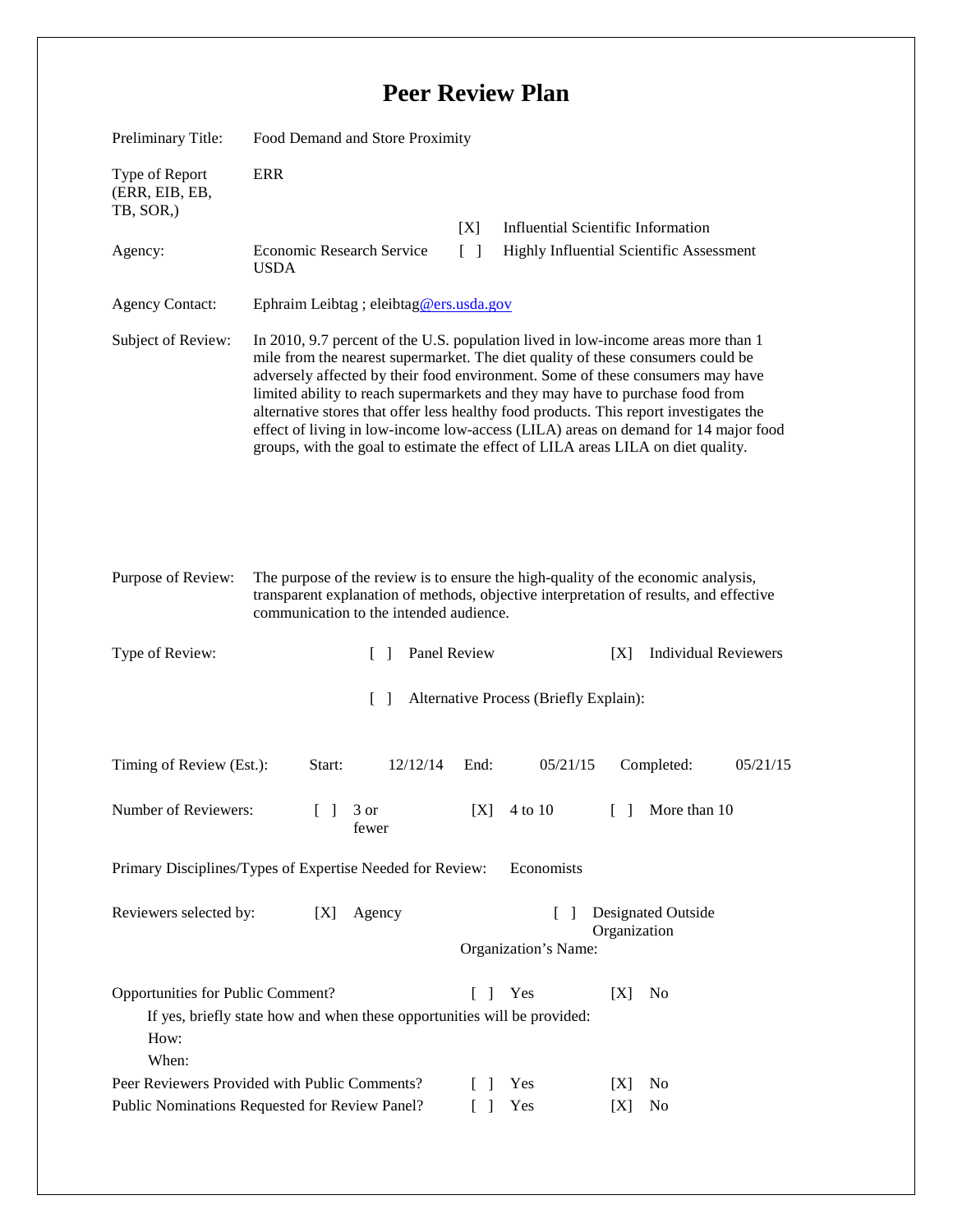# Peer Review Plan

Preliminary Title: Food Demand and Store Proximity

Type of Report (ERR, EIB, EB, TB, SOR,): ERR

[X] Influential Scientific Information

[ ] Highly Influential Scientific Assessment

Agency: Economic Research Service USDA

Agency Contact: Ephraim Leibtag ; eleibtag@ers.usda.gov

Subject of Review: In 2010, 9.7 percent of the U.S. population lived in low-income areas more than 1 mile from the nearest supermarket. The diet quality of these consumers could be adversely affected by their food environment. Some of these consumers may have limited ability to reach supermarkets and they may have to purchase food from alternative stores that offer less healthy food products. This report investigates the effect of living in low-income low-access (LILA) areas on demand for 14 major food groups, with the goal to estimate the effect of LILA areas LILA on diet quality.

Purpose of Review: The purpose of the review is to ensure the high-quality of the economic analysis, transparent explanation of methods, objective interpretation of results, and effective communication to the intended audience.

Type of Review: [ ] Panel Review [X] Individual Reviewers

[ ] Alternative Process (Briefly Explain):

Timing of Review (Est.): Start: 12/12/14 End: 05/21/15 Completed: 05/21/15

Number of Reviewers: [ ] 3 or fewer [X] 4 to 10 [ ] More than 10

Primary Disciplines/Types of Expertise Needed for Review: Economists

Reviewers selected by: [X] Agency [ ] Designated Outside Organization

Organization's Name:

Opportunities for Public Comment? [ ] Yes [X] No

If yes, briefly state how and when these opportunities will be provided:

How:

When:

Peer Reviewers Provided with Public Comments? [ ] Yes [X] No

Public Nominations Requested for Review Panel? [ ] Yes [X] No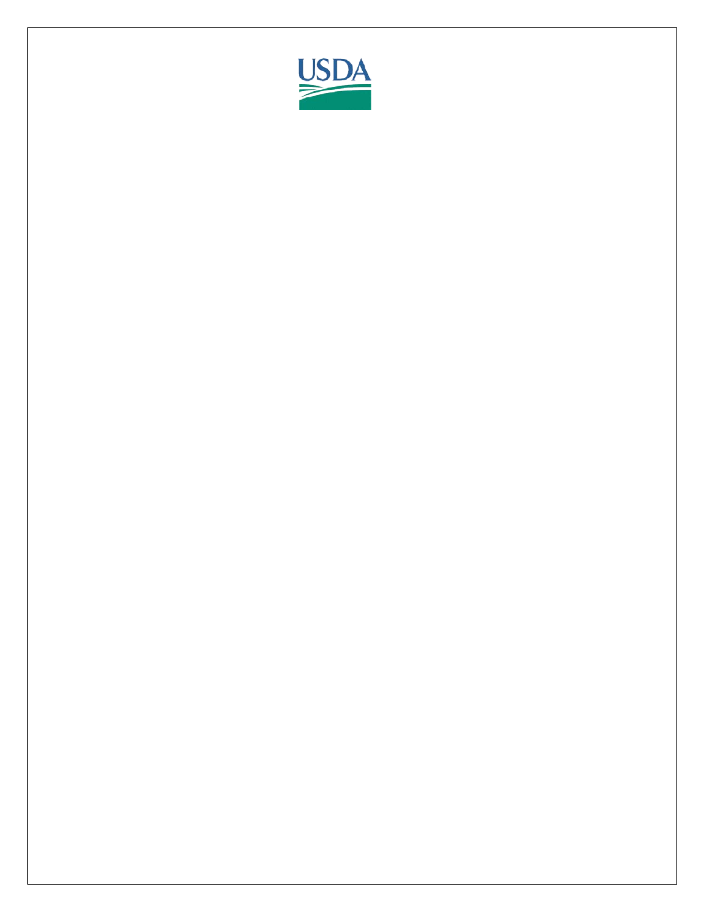USDA